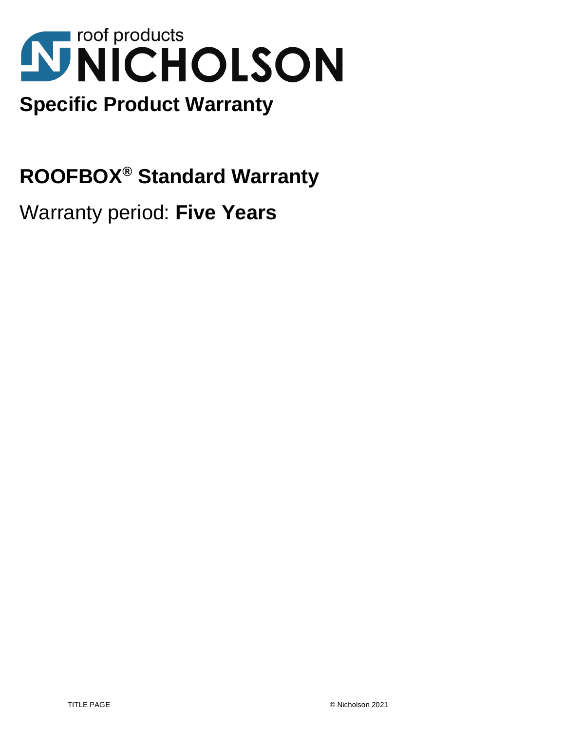roof products

# NICHOLSON

## Specific Product Warranty

## ROOFBOX® Standard Warranty

Warranty period: **Five Years**

TITLE PAGE

© Nicholson 2021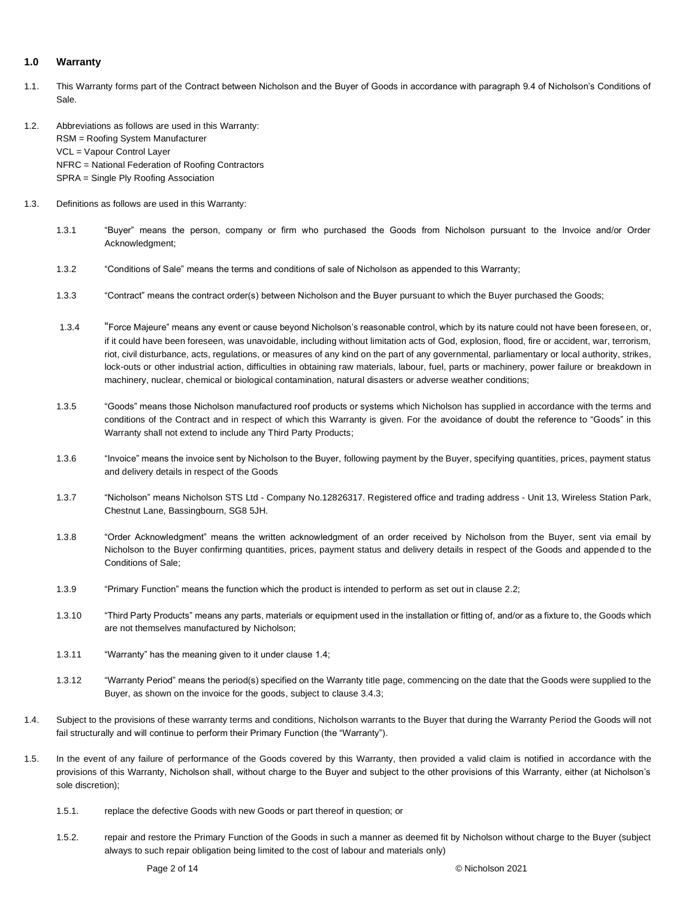## 1.0 Warranty

1.1. This Warranty forms part of the Contract between Nicholson and the Buyer of Goods in accordance with paragraph 9.4 of Nicholson's Conditions of Sale.

1.2. Abbreviations as follows are used in this Warranty:
RSM = Roofing System Manufacturer
VCL = Vapour Control Layer
NFRC = National Federation of Roofing Contractors
SPRA = Single Ply Roofing Association

1.3. Definitions as follows are used in this Warranty:

1.3.1 "Buyer" means the person, company or firm who purchased the Goods from Nicholson pursuant to the Invoice and/or Order Acknowledgment;

1.3.2 "Conditions of Sale" means the terms and conditions of sale of Nicholson as appended to this Warranty;

1.3.3 "Contract" means the contract order(s) between Nicholson and the Buyer pursuant to which the Buyer purchased the Goods;

1.3.4 "Force Majeure" means any event or cause beyond Nicholson's reasonable control, which by its nature could not have been foreseen, or, if it could have been foreseen, was unavoidable, including without limitation acts of God, explosion, flood, fire or accident, war, terrorism, riot, civil disturbance, acts, regulations, or measures of any kind on the part of any governmental, parliamentary or local authority, strikes, lock-outs or other industrial action, difficulties in obtaining raw materials, labour, fuel, parts or machinery, power failure or breakdown in machinery, nuclear, chemical or biological contamination, natural disasters or adverse weather conditions;

1.3.5 "Goods" means those Nicholson manufactured roof products or systems which Nicholson has supplied in accordance with the terms and conditions of the Contract and in respect of which this Warranty is given. For the avoidance of doubt the reference to "Goods" in this Warranty shall not extend to include any Third Party Products;

1.3.6 "Invoice" means the invoice sent by Nicholson to the Buyer, following payment by the Buyer, specifying quantities, prices, payment status and delivery details in respect of the Goods

1.3.7 "Nicholson" means Nicholson STS Ltd - Company No.12826317. Registered office and trading address - Unit 13, Wireless Station Park, Chestnut Lane, Bassingbourn, SG8 5JH.

1.3.8 "Order Acknowledgment" means the written acknowledgment of an order received by Nicholson from the Buyer, sent via email by Nicholson to the Buyer confirming quantities, prices, payment status and delivery details in respect of the Goods and appended to the Conditions of Sale;

1.3.9 "Primary Function" means the function which the product is intended to perform as set out in clause 2.2;

1.3.10 "Third Party Products" means any parts, materials or equipment used in the installation or fitting of, and/or as a fixture to, the Goods which are not themselves manufactured by Nicholson;

1.3.11 "Warranty" has the meaning given to it under clause 1.4;

1.3.12 "Warranty Period" means the period(s) specified on the Warranty title page, commencing on the date that the Goods were supplied to the Buyer, as shown on the invoice for the goods, subject to clause 3.4.3;

1.4. Subject to the provisions of these warranty terms and conditions, Nicholson warrants to the Buyer that during the Warranty Period the Goods will not fail structurally and will continue to perform their Primary Function (the "Warranty").

1.5. In the event of any failure of performance of the Goods covered by this Warranty, then provided a valid claim is notified in accordance with the provisions of this Warranty, Nicholson shall, without charge to the Buyer and subject to the other provisions of this Warranty, either (at Nicholson's sole discretion);

1.5.1. replace the defective Goods with new Goods or part thereof in question; or

1.5.2. repair and restore the Primary Function of the Goods in such a manner as deemed fit by Nicholson without charge to the Buyer (subject always to such repair obligation being limited to the cost of labour and materials only)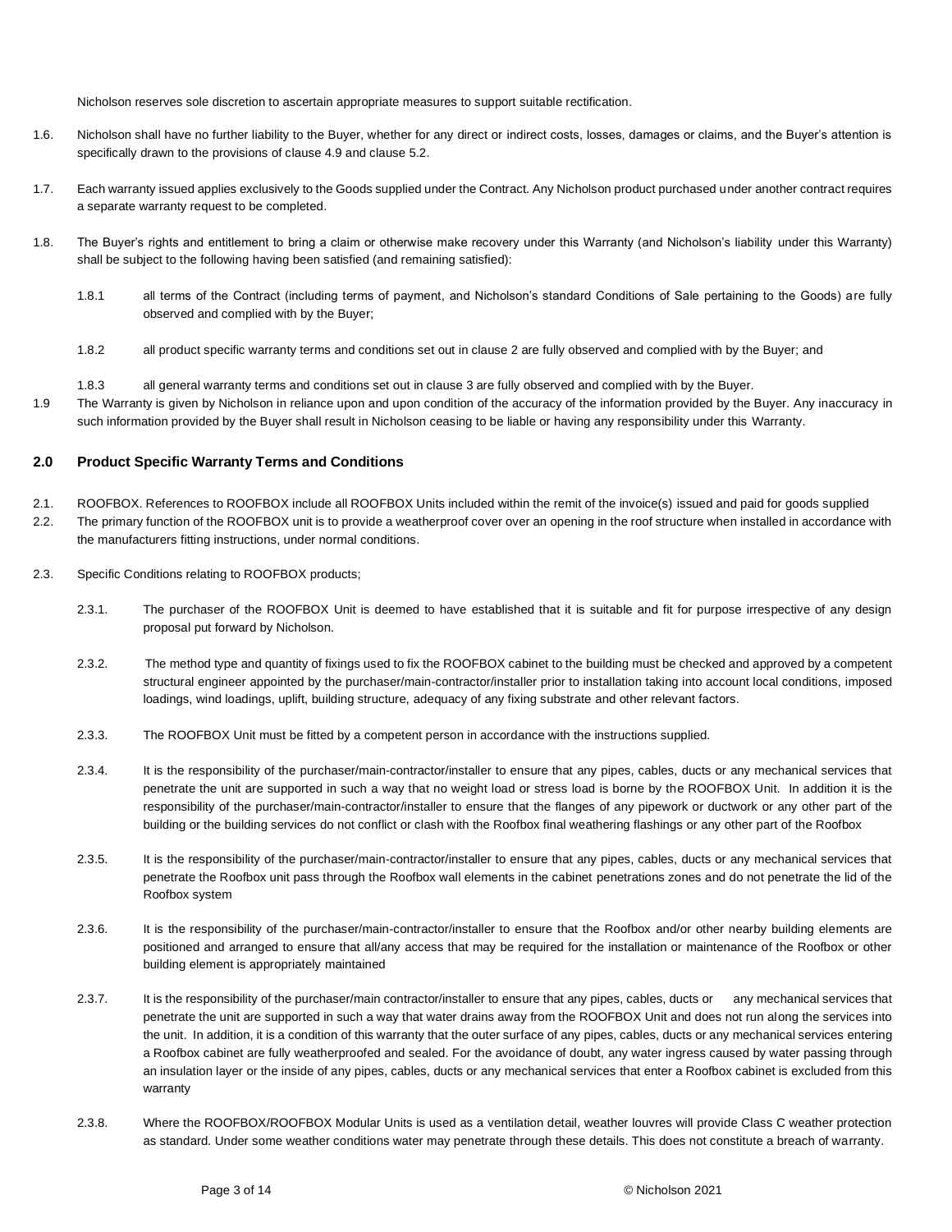Nicholson reserves sole discretion to ascertain appropriate measures to support suitable rectification.

1.6. Nicholson shall have no further liability to the Buyer, whether for any direct or indirect costs, losses, damages or claims, and the Buyer's attention is specifically drawn to the provisions of clause 4.9 and clause 5.2.

1.7. Each warranty issued applies exclusively to the Goods supplied under the Contract. Any Nicholson product purchased under another contract requires a separate warranty request to be completed.

1.8. The Buyer's rights and entitlement to bring a claim or otherwise make recovery under this Warranty (and Nicholson's liability under this Warranty) shall be subject to the following having been satisfied (and remaining satisfied):

1.8.1 all terms of the Contract (including terms of payment, and Nicholson's standard Conditions of Sale pertaining to the Goods) are fully observed and complied with by the Buyer;

1.8.2 all product specific warranty terms and conditions set out in clause 2 are fully observed and complied with by the Buyer; and

1.8.3 all general warranty terms and conditions set out in clause 3 are fully observed and complied with by the Buyer.

1.9 The Warranty is given by Nicholson in reliance upon and upon condition of the accuracy of the information provided by the Buyer. Any inaccuracy in such information provided by the Buyer shall result in Nicholson ceasing to be liable or having any responsibility under this Warranty.

## 2.0 Product Specific Warranty Terms and Conditions

2.1. ROOFBOX. References to ROOFBOX include all ROOFBOX Units included within the remit of the invoice(s) issued and paid for goods supplied

2.2. The primary function of the ROOFBOX unit is to provide a weatherproof cover over an opening in the roof structure when installed in accordance with the manufacturers fitting instructions, under normal conditions.

2.3. Specific Conditions relating to ROOFBOX products;

2.3.1. The purchaser of the ROOFBOX Unit is deemed to have established that it is suitable and fit for purpose irrespective of any design proposal put forward by Nicholson.

2.3.2. The method type and quantity of fixings used to fix the ROOFBOX cabinet to the building must be checked and approved by a competent structural engineer appointed by the purchaser/main-contractor/installer prior to installation taking into account local conditions, imposed loadings, wind loadings, uplift, building structure, adequacy of any fixing substrate and other relevant factors.

2.3.3. The ROOFBOX Unit must be fitted by a competent person in accordance with the instructions supplied.

2.3.4. It is the responsibility of the purchaser/main-contractor/installer to ensure that any pipes, cables, ducts or any mechanical services that penetrate the unit are supported in such a way that no weight load or stress load is borne by the ROOFBOX Unit. In addition it is the responsibility of the purchaser/main-contractor/installer to ensure that the flanges of any pipework or ductwork or any other part of the building or the building services do not conflict or clash with the Roofbox final weathering flashings or any other part of the Roofbox

2.3.5. It is the responsibility of the purchaser/main-contractor/installer to ensure that any pipes, cables, ducts or any mechanical services that penetrate the Roofbox unit pass through the Roofbox wall elements in the cabinet penetrations zones and do not penetrate the lid of the Roofbox system

2.3.6. It is the responsibility of the purchaser/main-contractor/installer to ensure that the Roofbox and/or other nearby building elements are positioned and arranged to ensure that all/any access that may be required for the installation or maintenance of the Roofbox or other building element is appropriately maintained

2.3.7. It is the responsibility of the purchaser/main contractor/installer to ensure that any pipes, cables, ducts or any mechanical services that penetrate the unit are supported in such a way that water drains away from the ROOFBOX Unit and does not run along the services into the unit. In addition, it is a condition of this warranty that the outer surface of any pipes, cables, ducts or any mechanical services entering a Roofbox cabinet are fully weatherproofed and sealed. For the avoidance of doubt, any water ingress caused by water passing through an insulation layer or the inside of any pipes, cables, ducts or any mechanical services that enter a Roofbox cabinet is excluded from this warranty

2.3.8. Where the ROOFBOX/ROOFBOX Modular Units is used as a ventilation detail, weather louvres will provide Class C weather protection as standard. Under some weather conditions water may penetrate through these details. This does not constitute a breach of warranty.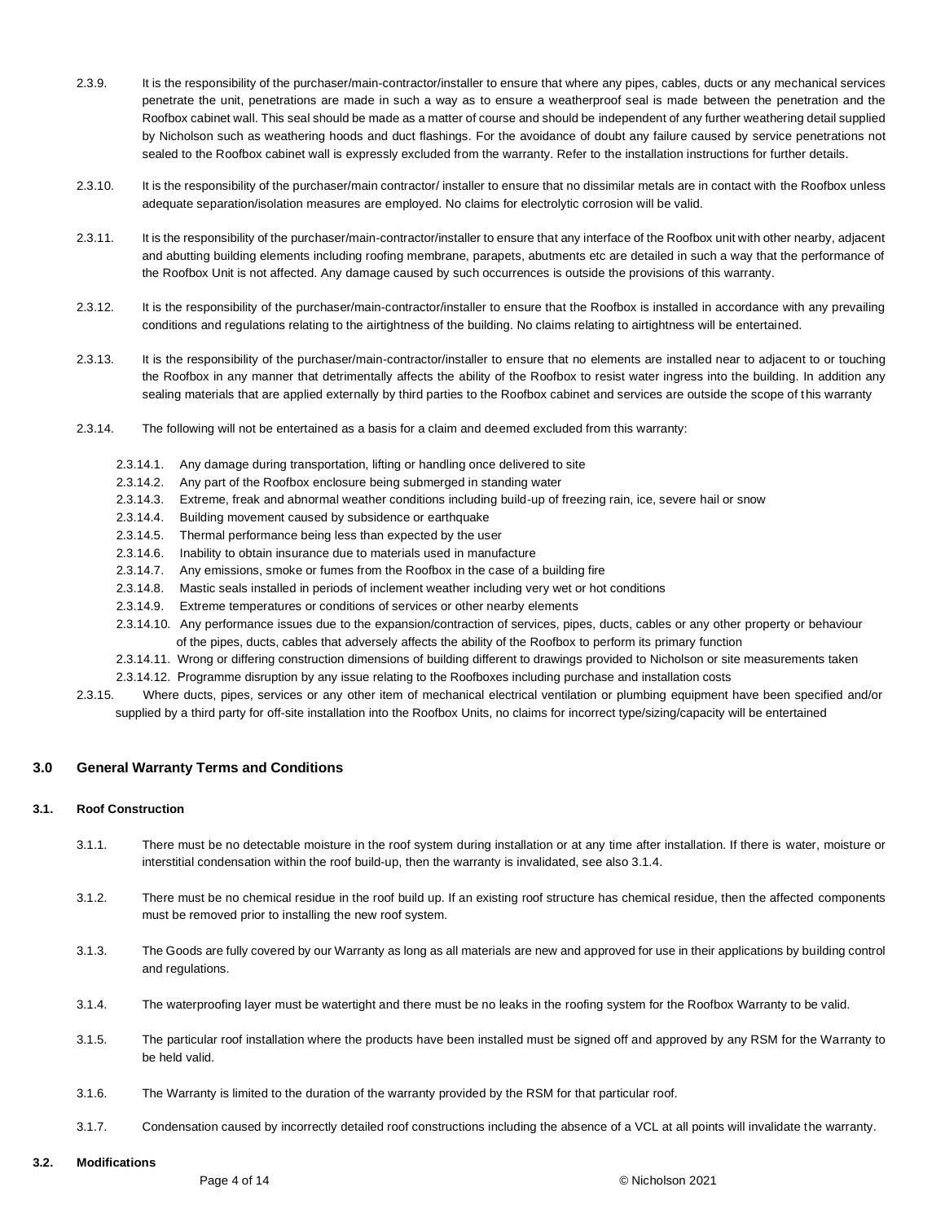2.3.9. It is the responsibility of the purchaser/main-contractor/installer to ensure that where any pipes, cables, ducts or any mechanical services penetrate the unit, penetrations are made in such a way as to ensure a weatherproof seal is made between the penetration and the Roofbox cabinet wall. This seal should be made as a matter of course and should be independent of any further weathering detail supplied by Nicholson such as weathering hoods and duct flashings. For the avoidance of doubt any failure caused by service penetrations not sealed to the Roofbox cabinet wall is expressly excluded from the warranty. Refer to the installation instructions for further details.

2.3.10. It is the responsibility of the purchaser/main contractor/ installer to ensure that no dissimilar metals are in contact with the Roofbox unless adequate separation/isolation measures are employed. No claims for electrolytic corrosion will be valid.

2.3.11. It is the responsibility of the purchaser/main-contractor/installer to ensure that any interface of the Roofbox unit with other nearby, adjacent and abutting building elements including roofing membrane, parapets, abutments etc are detailed in such a way that the performance of the Roofbox Unit is not affected. Any damage caused by such occurrences is outside the provisions of this warranty.

2.3.12. It is the responsibility of the purchaser/main-contractor/installer to ensure that the Roofbox is installed in accordance with any prevailing conditions and regulations relating to the airtightness of the building. No claims relating to airtightness will be entertained.

2.3.13. It is the responsibility of the purchaser/main-contractor/installer to ensure that no elements are installed near to adjacent to or touching the Roofbox in any manner that detrimentally affects the ability of the Roofbox to resist water ingress into the building. In addition any sealing materials that are applied externally by third parties to the Roofbox cabinet and services are outside the scope of this warranty

2.3.14. The following will not be entertained as a basis for a claim and deemed excluded from this warranty:

- 2.3.14.1. Any damage during transportation, lifting or handling once delivered to site
- 2.3.14.2. Any part of the Roofbox enclosure being submerged in standing water
- 2.3.14.3. Extreme, freak and abnormal weather conditions including build-up of freezing rain, ice, severe hail or snow
- 2.3.14.4. Building movement caused by subsidence or earthquake
- 2.3.14.5. Thermal performance being less than expected by the user
- 2.3.14.6. Inability to obtain insurance due to materials used in manufacture
- 2.3.14.7. Any emissions, smoke or fumes from the Roofbox in the case of a building fire
- 2.3.14.8. Mastic seals installed in periods of inclement weather including very wet or hot conditions
- 2.3.14.9. Extreme temperatures or conditions of services or other nearby elements
- 2.3.14.10. Any performance issues due to the expansion/contraction of services, pipes, ducts, cables or any other property or behaviour of the pipes, ducts, cables that adversely affects the ability of the Roofbox to perform its primary function
- 2.3.14.11. Wrong or differing construction dimensions of building different to drawings provided to Nicholson or site measurements taken
- 2.3.14.12. Programme disruption by any issue relating to the Roofboxes including purchase and installation costs

2.3.15. Where ducts, pipes, services or any other item of mechanical electrical ventilation or plumbing equipment have been specified and/or supplied by a third party for off-site installation into the Roofbox Units, no claims for incorrect type/sizing/capacity will be entertained

## 3.0 General Warranty Terms and Conditions

### 3.1. Roof Construction

3.1.1. There must be no detectable moisture in the roof system during installation or at any time after installation. If there is water, moisture or interstitial condensation within the roof build-up, then the warranty is invalidated, see also 3.1.4.

3.1.2. There must be no chemical residue in the roof build up. If an existing roof structure has chemical residue, then the affected components must be removed prior to installing the new roof system.

3.1.3. The Goods are fully covered by our Warranty as long as all materials are new and approved for use in their applications by building control and regulations.

3.1.4. The waterproofing layer must be watertight and there must be no leaks in the roofing system for the Roofbox Warranty to be valid.

3.1.5. The particular roof installation where the products have been installed must be signed off and approved by any RSM for the Warranty to be held valid.

3.1.6. The Warranty is limited to the duration of the warranty provided by the RSM for that particular roof.

3.1.7. Condensation caused by incorrectly detailed roof constructions including the absence of a VCL at all points will invalidate the warranty.

### 3.2. Modifications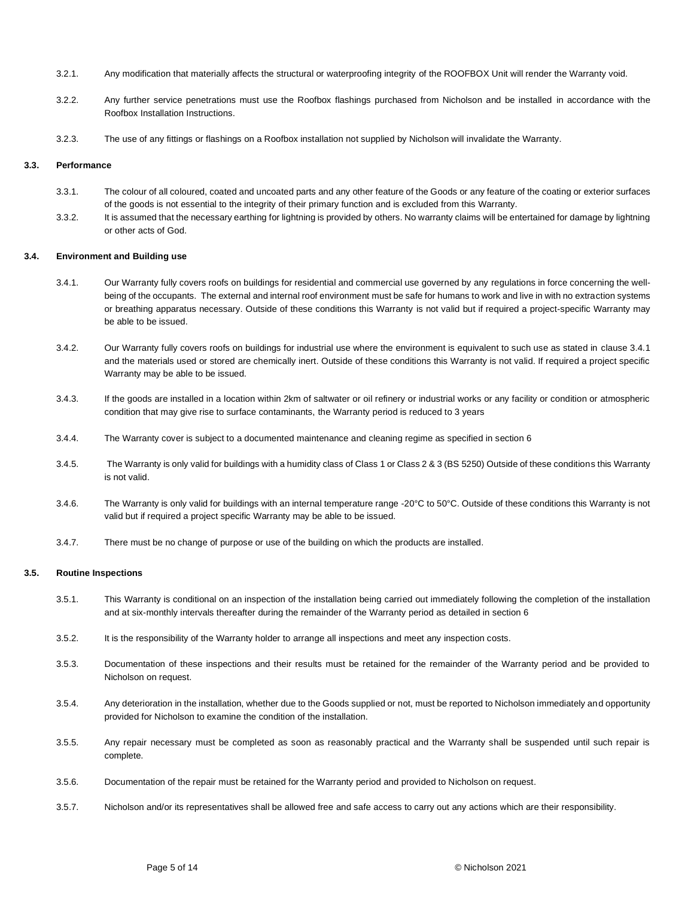3.2.1. Any modification that materially affects the structural or waterproofing integrity of the ROOFBOX Unit will render the Warranty void.

3.2.2. Any further service penetrations must use the Roofbox flashings purchased from Nicholson and be installed in accordance with the Roofbox Installation Instructions.

3.2.3. The use of any fittings or flashings on a Roofbox installation not supplied by Nicholson will invalidate the Warranty.

### 3.3. Performance

3.3.1. The colour of all coloured, coated and uncoated parts and any other feature of the Goods or any feature of the coating or exterior surfaces of the goods is not essential to the integrity of their primary function and is excluded from this Warranty.

3.3.2. It is assumed that the necessary earthing for lightning is provided by others. No warranty claims will be entertained for damage by lightning or other acts of God.

### 3.4. Environment and Building use

3.4.1. Our Warranty fully covers roofs on buildings for residential and commercial use governed by any regulations in force concerning the well-being of the occupants. The external and internal roof environment must be safe for humans to work and live in with no extraction systems or breathing apparatus necessary. Outside of these conditions this Warranty is not valid but if required a project-specific Warranty may be able to be issued.

3.4.2. Our Warranty fully covers roofs on buildings for industrial use where the environment is equivalent to such use as stated in clause 3.4.1 and the materials used or stored are chemically inert. Outside of these conditions this Warranty is not valid. If required a project specific Warranty may be able to be issued.

3.4.3. If the goods are installed in a location within 2km of saltwater or oil refinery or industrial works or any facility or condition or atmospheric condition that may give rise to surface contaminants, the Warranty period is reduced to 3 years

3.4.4. The Warranty cover is subject to a documented maintenance and cleaning regime as specified in section 6

3.4.5. The Warranty is only valid for buildings with a humidity class of Class 1 or Class 2 & 3 (BS 5250) Outside of these conditions this Warranty is not valid.

3.4.6. The Warranty is only valid for buildings with an internal temperature range -20°C to 50°C. Outside of these conditions this Warranty is not valid but if required a project specific Warranty may be able to be issued.

3.4.7. There must be no change of purpose or use of the building on which the products are installed.

### 3.5. Routine Inspections

3.5.1. This Warranty is conditional on an inspection of the installation being carried out immediately following the completion of the installation and at six-monthly intervals thereafter during the remainder of the Warranty period as detailed in section 6

3.5.2. It is the responsibility of the Warranty holder to arrange all inspections and meet any inspection costs.

3.5.3. Documentation of these inspections and their results must be retained for the remainder of the Warranty period and be provided to Nicholson on request.

3.5.4. Any deterioration in the installation, whether due to the Goods supplied or not, must be reported to Nicholson immediately and opportunity provided for Nicholson to examine the condition of the installation.

3.5.5. Any repair necessary must be completed as soon as reasonably practical and the Warranty shall be suspended until such repair is complete.

3.5.6. Documentation of the repair must be retained for the Warranty period and provided to Nicholson on request.

3.5.7. Nicholson and/or its representatives shall be allowed free and safe access to carry out any actions which are their responsibility.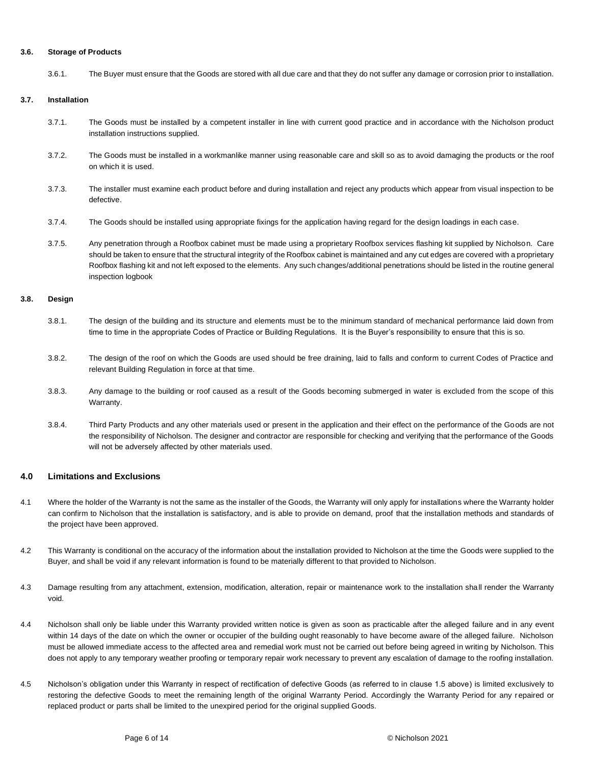### 3.6. Storage of Products

3.6.1. The Buyer must ensure that the Goods are stored with all due care and that they do not suffer any damage or corrosion prior to installation.

### 3.7. Installation

3.7.1. The Goods must be installed by a competent installer in line with current good practice and in accordance with the Nicholson product installation instructions supplied.

3.7.2. The Goods must be installed in a workmanlike manner using reasonable care and skill so as to avoid damaging the products or the roof on which it is used.

3.7.3. The installer must examine each product before and during installation and reject any products which appear from visual inspection to be defective.

3.7.4. The Goods should be installed using appropriate fixings for the application having regard for the design loadings in each case.

3.7.5. Any penetration through a Roofbox cabinet must be made using a proprietary Roofbox services flashing kit supplied by Nicholson. Care should be taken to ensure that the structural integrity of the Roofbox cabinet is maintained and any cut edges are covered with a proprietary Roofbox flashing kit and not left exposed to the elements. Any such changes/additional penetrations should be listed in the routine general inspection logbook

### 3.8. Design

3.8.1. The design of the building and its structure and elements must be to the minimum standard of mechanical performance laid down from time to time in the appropriate Codes of Practice or Building Regulations. It is the Buyer's responsibility to ensure that this is so.

3.8.2. The design of the roof on which the Goods are used should be free draining, laid to falls and conform to current Codes of Practice and relevant Building Regulation in force at that time.

3.8.3. Any damage to the building or roof caused as a result of the Goods becoming submerged in water is excluded from the scope of this Warranty.

3.8.4. Third Party Products and any other materials used or present in the application and their effect on the performance of the Goods are not the responsibility of Nicholson. The designer and contractor are responsible for checking and verifying that the performance of the Goods will not be adversely affected by other materials used.

## 4.0 Limitations and Exclusions

4.1 Where the holder of the Warranty is not the same as the installer of the Goods, the Warranty will only apply for installations where the Warranty holder can confirm to Nicholson that the installation is satisfactory, and is able to provide on demand, proof that the installation methods and standards of the project have been approved.

4.2 This Warranty is conditional on the accuracy of the information about the installation provided to Nicholson at the time the Goods were supplied to the Buyer, and shall be void if any relevant information is found to be materially different to that provided to Nicholson.

4.3 Damage resulting from any attachment, extension, modification, alteration, repair or maintenance work to the installation shall render the Warranty void.

4.4 Nicholson shall only be liable under this Warranty provided written notice is given as soon as practicable after the alleged failure and in any event within 14 days of the date on which the owner or occupier of the building ought reasonably to have become aware of the alleged failure. Nicholson must be allowed immediate access to the affected area and remedial work must not be carried out before being agreed in writing by Nicholson. This does not apply to any temporary weather proofing or temporary repair work necessary to prevent any escalation of damage to the roofing installation.

4.5 Nicholson's obligation under this Warranty in respect of rectification of defective Goods (as referred to in clause 1.5 above) is limited exclusively to restoring the defective Goods to meet the remaining length of the original Warranty Period. Accordingly the Warranty Period for any repaired or replaced product or parts shall be limited to the unexpired period for the original supplied Goods.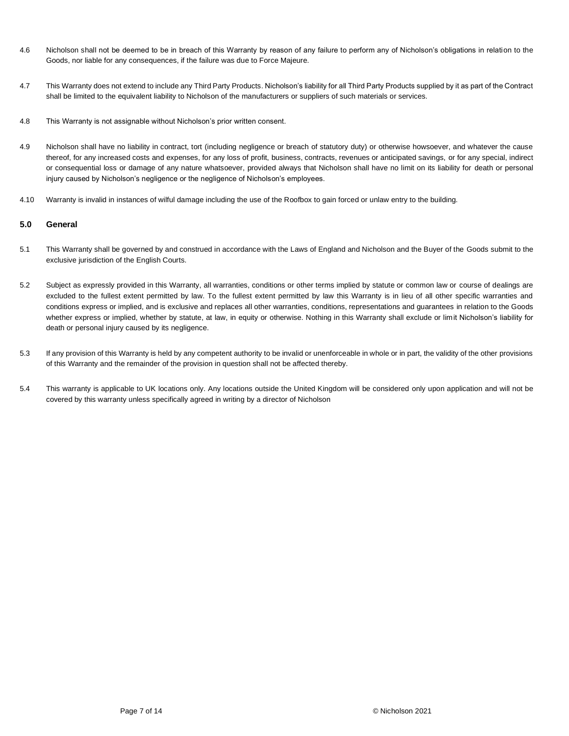4.6 Nicholson shall not be deemed to be in breach of this Warranty by reason of any failure to perform any of Nicholson's obligations in relation to the Goods, nor liable for any consequences, if the failure was due to Force Majeure.

4.7 This Warranty does not extend to include any Third Party Products. Nicholson's liability for all Third Party Products supplied by it as part of the Contract shall be limited to the equivalent liability to Nicholson of the manufacturers or suppliers of such materials or services.

4.8 This Warranty is not assignable without Nicholson's prior written consent.

4.9 Nicholson shall have no liability in contract, tort (including negligence or breach of statutory duty) or otherwise howsoever, and whatever the cause thereof, for any increased costs and expenses, for any loss of profit, business, contracts, revenues or anticipated savings, or for any special, indirect or consequential loss or damage of any nature whatsoever, provided always that Nicholson shall have no limit on its liability for death or personal injury caused by Nicholson's negligence or the negligence of Nicholson's employees.

4.10 Warranty is invalid in instances of wilful damage including the use of the Roofbox to gain forced or unlaw entry to the building.

### 5.0 General

5.1 This Warranty shall be governed by and construed in accordance with the Laws of England and Nicholson and the Buyer of the Goods submit to the exclusive jurisdiction of the English Courts.

5.2 Subject as expressly provided in this Warranty, all warranties, conditions or other terms implied by statute or common law or course of dealings are excluded to the fullest extent permitted by law. To the fullest extent permitted by law this Warranty is in lieu of all other specific warranties and conditions express or implied, and is exclusive and replaces all other warranties, conditions, representations and guarantees in relation to the Goods whether express or implied, whether by statute, at law, in equity or otherwise. Nothing in this Warranty shall exclude or limit Nicholson's liability for death or personal injury caused by its negligence.

5.3 If any provision of this Warranty is held by any competent authority to be invalid or unenforceable in whole or in part, the validity of the other provisions of this Warranty and the remainder of the provision in question shall not be affected thereby.

5.4 This warranty is applicable to UK locations only. Any locations outside the United Kingdom will be considered only upon application and will not be covered by this warranty unless specifically agreed in writing by a director of Nicholson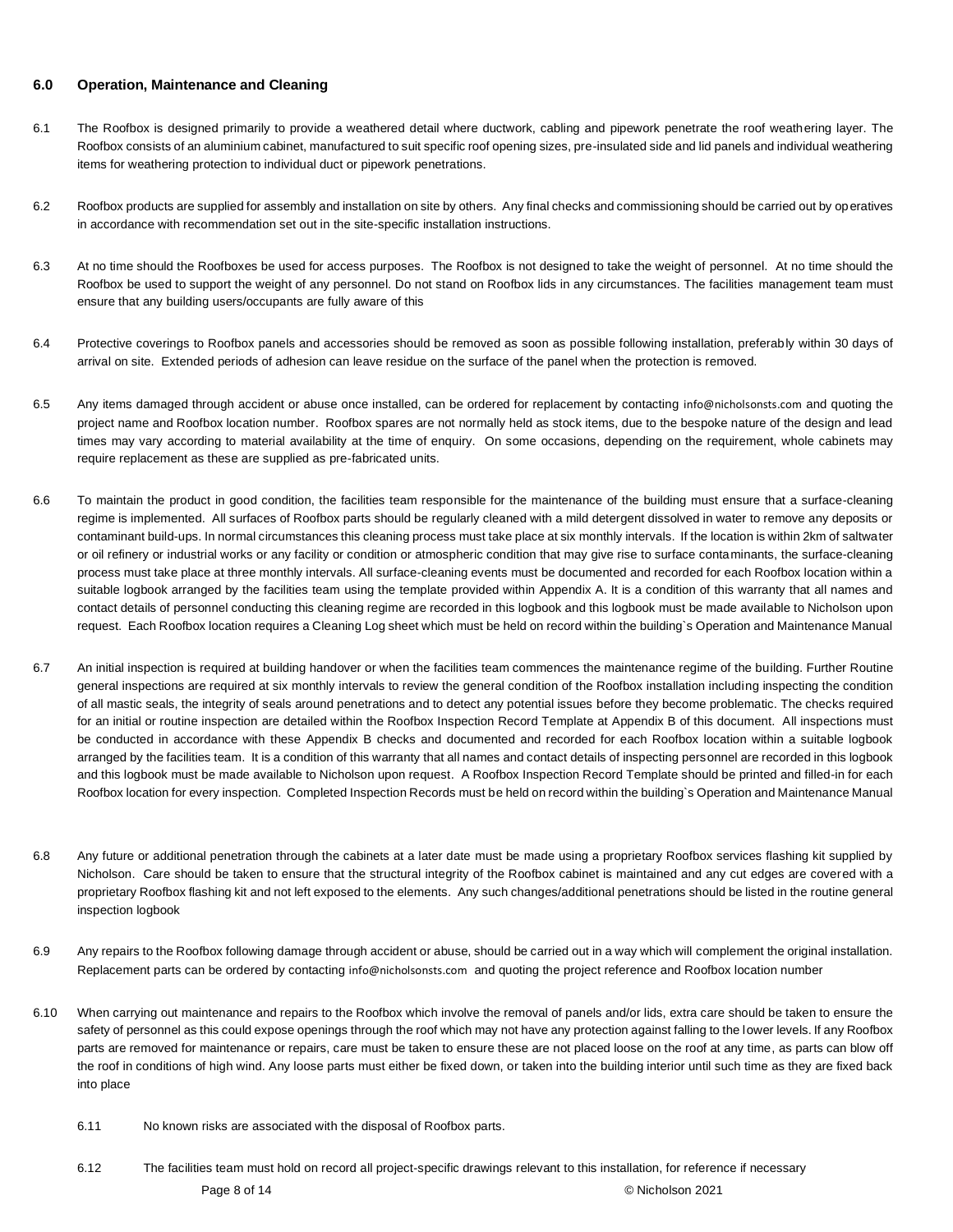## 6.0 Operation, Maintenance and Cleaning

6.1 The Roofbox is designed primarily to provide a weathered detail where ductwork, cabling and pipework penetrate the roof weathering layer. The Roofbox consists of an aluminium cabinet, manufactured to suit specific roof opening sizes, pre-insulated side and lid panels and individual weathering items for weathering protection to individual duct or pipework penetrations.

6.2 Roofbox products are supplied for assembly and installation on site by others. Any final checks and commissioning should be carried out by operatives in accordance with recommendation set out in the site-specific installation instructions.

6.3 At no time should the Roofboxes be used for access purposes. The Roofbox is not designed to take the weight of personnel. At no time should the Roofbox be used to support the weight of any personnel. Do not stand on Roofbox lids in any circumstances. The facilities management team must ensure that any building users/occupants are fully aware of this

6.4 Protective coverings to Roofbox panels and accessories should be removed as soon as possible following installation, preferably within 30 days of arrival on site. Extended periods of adhesion can leave residue on the surface of the panel when the protection is removed.

6.5 Any items damaged through accident or abuse once installed, can be ordered for replacement by contacting info@nicholsonsts.com and quoting the project name and Roofbox location number. Roofbox spares are not normally held as stock items, due to the bespoke nature of the design and lead times may vary according to material availability at the time of enquiry. On some occasions, depending on the requirement, whole cabinets may require replacement as these are supplied as pre-fabricated units.

6.6 To maintain the product in good condition, the facilities team responsible for the maintenance of the building must ensure that a surface-cleaning regime is implemented. All surfaces of Roofbox parts should be regularly cleaned with a mild detergent dissolved in water to remove any deposits or contaminant build-ups. In normal circumstances this cleaning process must take place at six monthly intervals. If the location is within 2km of saltwater or oil refinery or industrial works or any facility or condition or atmospheric condition that may give rise to surface contaminants, the surface-cleaning process must take place at three monthly intervals. All surface-cleaning events must be documented and recorded for each Roofbox location within a suitable logbook arranged by the facilities team using the template provided within Appendix A. It is a condition of this warranty that all names and contact details of personnel conducting this cleaning regime are recorded in this logbook and this logbook must be made available to Nicholson upon request. Each Roofbox location requires a Cleaning Log sheet which must be held on record within the building`s Operation and Maintenance Manual

6.7 An initial inspection is required at building handover or when the facilities team commences the maintenance regime of the building. Further Routine general inspections are required at six monthly intervals to review the general condition of the Roofbox installation including inspecting the condition of all mastic seals, the integrity of seals around penetrations and to detect any potential issues before they become problematic. The checks required for an initial or routine inspection are detailed within the Roofbox Inspection Record Template at Appendix B of this document. All inspections must be conducted in accordance with these Appendix B checks and documented and recorded for each Roofbox location within a suitable logbook arranged by the facilities team. It is a condition of this warranty that all names and contact details of inspecting personnel are recorded in this logbook and this logbook must be made available to Nicholson upon request. A Roofbox Inspection Record Template should be printed and filled-in for each Roofbox location for every inspection. Completed Inspection Records must be held on record within the building`s Operation and Maintenance Manual

6.8 Any future or additional penetration through the cabinets at a later date must be made using a proprietary Roofbox services flashing kit supplied by Nicholson. Care should be taken to ensure that the structural integrity of the Roofbox cabinet is maintained and any cut edges are covered with a proprietary Roofbox flashing kit and not left exposed to the elements. Any such changes/additional penetrations should be listed in the routine general inspection logbook

6.9 Any repairs to the Roofbox following damage through accident or abuse, should be carried out in a way which will complement the original installation. Replacement parts can be ordered by contacting info@nicholsonsts.com and quoting the project reference and Roofbox location number

6.10 When carrying out maintenance and repairs to the Roofbox which involve the removal of panels and/or lids, extra care should be taken to ensure the safety of personnel as this could expose openings through the roof which may not have any protection against falling to the lower levels. If any Roofbox parts are removed for maintenance or repairs, care must be taken to ensure these are not placed loose on the roof at any time, as parts can blow off the roof in conditions of high wind. Any loose parts must either be fixed down, or taken into the building interior until such time as they are fixed back into place

6.11 No known risks are associated with the disposal of Roofbox parts.

6.12 The facilities team must hold on record all project-specific drawings relevant to this installation, for reference if necessary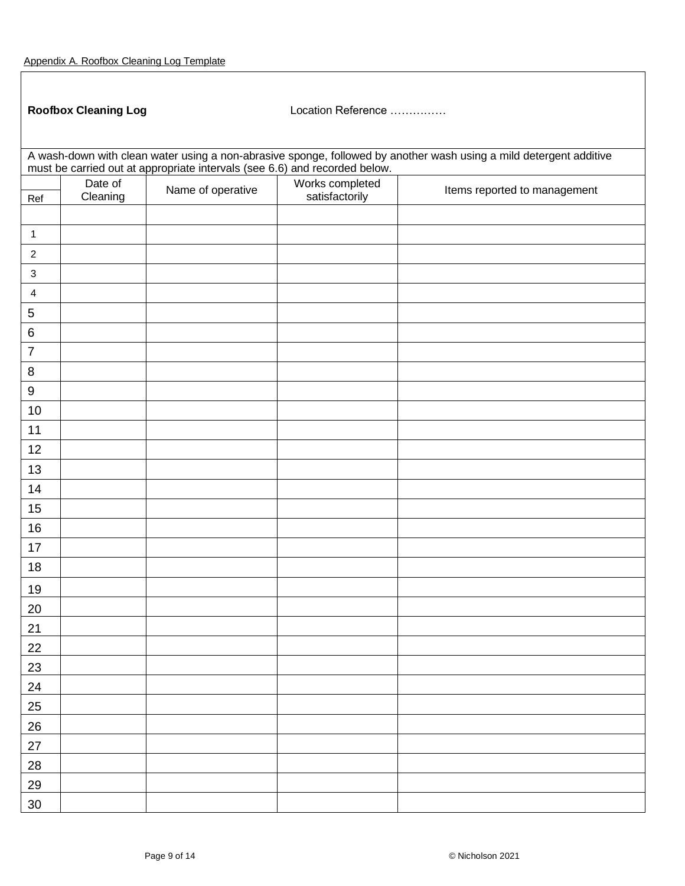Appendix A. Roofbox Cleaning Log Template

**Roofbox Cleaning Log** Location Reference ……………

A wash-down with clean water using a non-abrasive sponge, followed by another wash using a mild detergent additive must be carried out at appropriate intervals (see 6.6) and recorded below.

| Ref | Date of Cleaning | Name of operative | Works completed satisfactorily | Items reported to management |
|---|---|---|---|---|
| | | | | |
| 1 | | | | |
| 2 | | | | |
| 3 | | | | |
| 4 | | | | |
| 5 | | | | |
| 6 | | | | |
| 7 | | | | |
| 8 | | | | |
| 9 | | | | |
| 10 | | | | |
| 11 | | | | |
| 12 | | | | |
| 13 | | | | |
| 14 | | | | |
| 15 | | | | |
| 16 | | | | |
| 17 | | | | |
| 18 | | | | |
| 19 | | | | |
| 20 | | | | |
| 21 | | | | |
| 22 | | | | |
| 23 | | | | |
| 24 | | | | |
| 25 | | | | |
| 26 | | | | |
| 27 | | | | |
| 28 | | | | |
| 29 | | | | |
| 30 | | | | |

© Nicholson 2021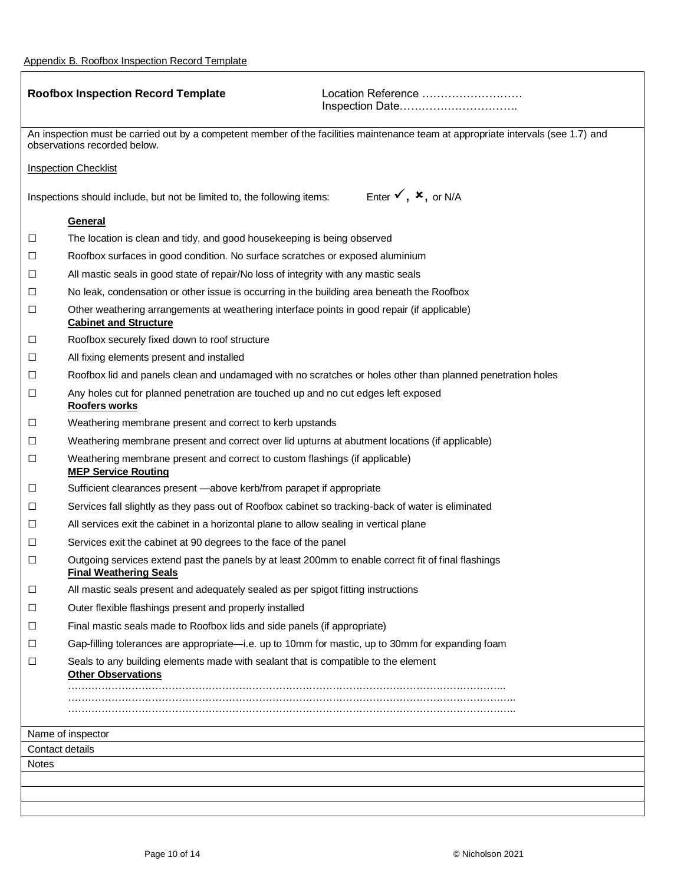Appendix B. Roofbox Inspection Record Template

**Roofbox Inspection Record Template**

Location Reference ………………………
Inspection Date…………………………..

An inspection must be carried out by a competent member of the facilities maintenance team at appropriate intervals (see 1.7) and observations recorded below.

Inspection Checklist

Inspections should include, but not be limited to, the following items: Enter ✓, ✗, or N/A

**General**

- ☐ The location is clean and tidy, and good housekeeping is being observed
- ☐ Roofbox surfaces in good condition. No surface scratches or exposed aluminium
- ☐ All mastic seals in good state of repair/No loss of integrity with any mastic seals
- ☐ No leak, condensation or other issue is occurring in the building area beneath the Roofbox
- ☐ Other weathering arrangements at weathering interface points in good repair (if applicable)

**Cabinet and Structure**

- ☐ Roofbox securely fixed down to roof structure
- ☐ All fixing elements present and installed
- ☐ Roofbox lid and panels clean and undamaged with no scratches or holes other than planned penetration holes
- ☐ Any holes cut for planned penetration are touched up and no cut edges left exposed

**Roofers works**

- ☐ Weathering membrane present and correct to kerb upstands
- ☐ Weathering membrane present and correct over lid upturns at abutment locations (if applicable)
- ☐ Weathering membrane present and correct to custom flashings (if applicable)

**MEP Service Routing**

- ☐ Sufficient clearances present —above kerb/from parapet if appropriate
- ☐ Services fall slightly as they pass out of Roofbox cabinet so tracking-back of water is eliminated
- ☐ All services exit the cabinet in a horizontal plane to allow sealing in vertical plane
- ☐ Services exit the cabinet at 90 degrees to the face of the panel
- ☐ Outgoing services extend past the panels by at least 200mm to enable correct fit of final flashings

**Final Weathering Seals**

- ☐ All mastic seals present and adequately sealed as per spigot fitting instructions
- ☐ Outer flexible flashings present and properly installed
- ☐ Final mastic seals made to Roofbox lids and side panels (if appropriate)
- ☐ Gap-filling tolerances are appropriate—i.e. up to 10mm for mastic, up to 30mm for expanding foam
- ☐ Seals to any building elements made with sealant that is compatible to the element

**Other Observations**

…………………………………………………………………………………………………………………...
…………………………………………………………………………………………………………………….
…………………………………………………………………………………………………………………….

| Name of inspector |
|---|
| Contact details |
| Notes |
| |
| |
| |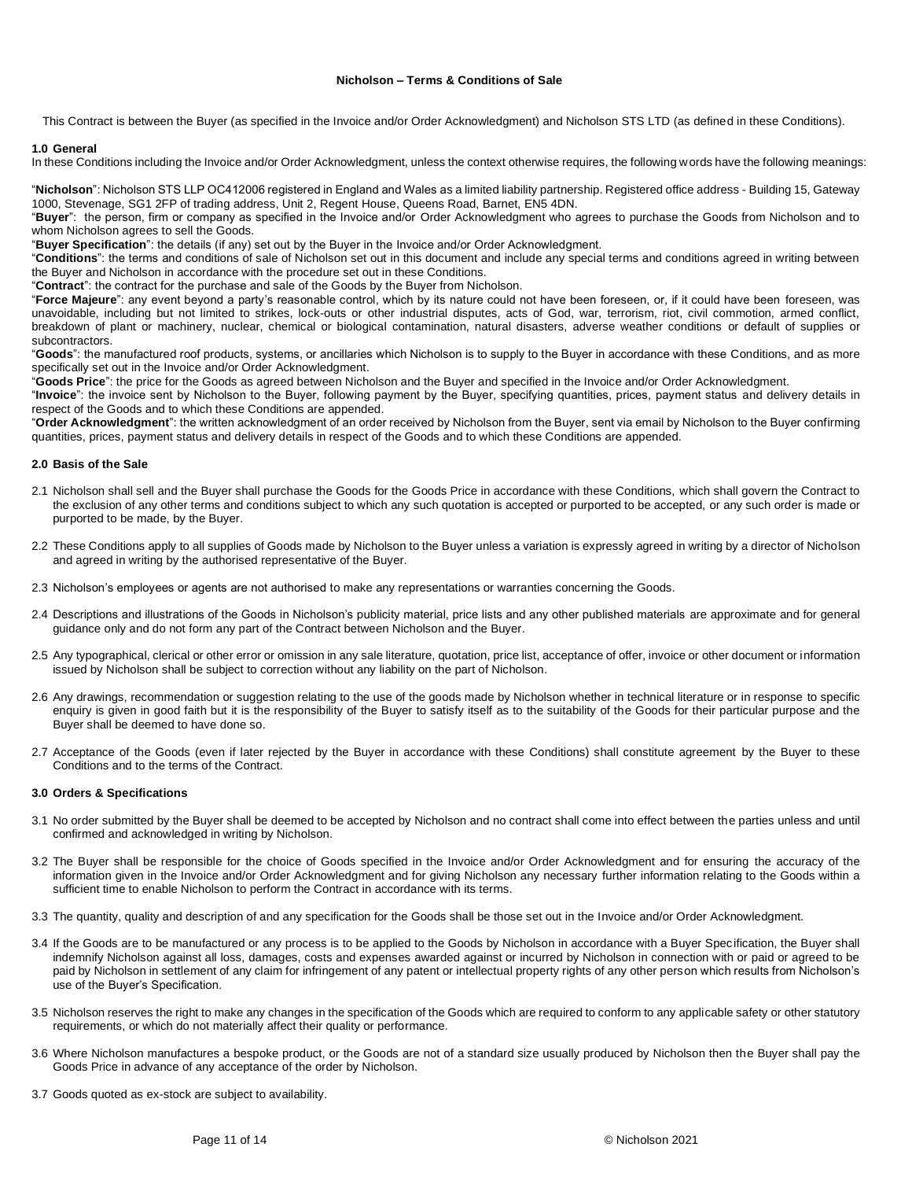**Nicholson – Terms & Conditions of Sale**

This Contract is between the Buyer (as specified in the Invoice and/or Order Acknowledgment) and Nicholson STS LTD (as defined in these Conditions).

**1.0 General**

In these Conditions including the Invoice and/or Order Acknowledgment, unless the context otherwise requires, the following words have the following meanings:

"**Nicholson**": Nicholson STS LLP OC412006 registered in England and Wales as a limited liability partnership. Registered office address - Building 15, Gateway 1000, Stevenage, SG1 2FP of trading address, Unit 2, Regent House, Queens Road, Barnet, EN5 4DN.

"**Buyer**": the person, firm or company as specified in the Invoice and/or Order Acknowledgment who agrees to purchase the Goods from Nicholson and to whom Nicholson agrees to sell the Goods.

"**Buyer Specification**": the details (if any) set out by the Buyer in the Invoice and/or Order Acknowledgment.

"**Conditions**": the terms and conditions of sale of Nicholson set out in this document and include any special terms and conditions agreed in writing between the Buyer and Nicholson in accordance with the procedure set out in these Conditions.

"**Contract**": the contract for the purchase and sale of the Goods by the Buyer from Nicholson.

"**Force Majeure**": any event beyond a party's reasonable control, which by its nature could not have been foreseen, or, if it could have been foreseen, was unavoidable, including but not limited to strikes, lock-outs or other industrial disputes, acts of God, war, terrorism, riot, civil commotion, armed conflict, breakdown of plant or machinery, nuclear, chemical or biological contamination, natural disasters, adverse weather conditions or default of supplies or subcontractors.

"**Goods**": the manufactured roof products, systems, or ancillaries which Nicholson is to supply to the Buyer in accordance with these Conditions, and as more specifically set out in the Invoice and/or Order Acknowledgment.

"**Goods Price**": the price for the Goods as agreed between Nicholson and the Buyer and specified in the Invoice and/or Order Acknowledgment.

"**Invoice**": the invoice sent by Nicholson to the Buyer, following payment by the Buyer, specifying quantities, prices, payment status and delivery details in respect of the Goods and to which these Conditions are appended.

"**Order Acknowledgment**": the written acknowledgment of an order received by Nicholson from the Buyer, sent via email by Nicholson to the Buyer confirming quantities, prices, payment status and delivery details in respect of the Goods and to which these Conditions are appended.

**2.0 Basis of the Sale**

2.1 Nicholson shall sell and the Buyer shall purchase the Goods for the Goods Price in accordance with these Conditions, which shall govern the Contract to the exclusion of any other terms and conditions subject to which any such quotation is accepted or purported to be accepted, or any such order is made or purported to be made, by the Buyer.

2.2 These Conditions apply to all supplies of Goods made by Nicholson to the Buyer unless a variation is expressly agreed in writing by a director of Nicholson and agreed in writing by the authorised representative of the Buyer.

2.3 Nicholson's employees or agents are not authorised to make any representations or warranties concerning the Goods.

2.4 Descriptions and illustrations of the Goods in Nicholson's publicity material, price lists and any other published materials are approximate and for general guidance only and do not form any part of the Contract between Nicholson and the Buyer.

2.5 Any typographical, clerical or other error or omission in any sale literature, quotation, price list, acceptance of offer, invoice or other document or information issued by Nicholson shall be subject to correction without any liability on the part of Nicholson.

2.6 Any drawings, recommendation or suggestion relating to the use of the goods made by Nicholson whether in technical literature or in response to specific enquiry is given in good faith but it is the responsibility of the Buyer to satisfy itself as to the suitability of the Goods for their particular purpose and the Buyer shall be deemed to have done so.

2.7 Acceptance of the Goods (even if later rejected by the Buyer in accordance with these Conditions) shall constitute agreement by the Buyer to these Conditions and to the terms of the Contract.

**3.0 Orders & Specifications**

3.1 No order submitted by the Buyer shall be deemed to be accepted by Nicholson and no contract shall come into effect between the parties unless and until confirmed and acknowledged in writing by Nicholson.

3.2 The Buyer shall be responsible for the choice of Goods specified in the Invoice and/or Order Acknowledgment and for ensuring the accuracy of the information given in the Invoice and/or Order Acknowledgment and for giving Nicholson any necessary further information relating to the Goods within a sufficient time to enable Nicholson to perform the Contract in accordance with its terms.

3.3 The quantity, quality and description of and any specification for the Goods shall be those set out in the Invoice and/or Order Acknowledgment.

3.4 If the Goods are to be manufactured or any process is to be applied to the Goods by Nicholson in accordance with a Buyer Specification, the Buyer shall indemnify Nicholson against all loss, damages, costs and expenses awarded against or incurred by Nicholson in connection with or paid or agreed to be paid by Nicholson in settlement of any claim for infringement of any patent or intellectual property rights of any other person which results from Nicholson's use of the Buyer's Specification.

3.5 Nicholson reserves the right to make any changes in the specification of the Goods which are required to conform to any applicable safety or other statutory requirements, or which do not materially affect their quality or performance.

3.6 Where Nicholson manufactures a bespoke product, or the Goods are not of a standard size usually produced by Nicholson then the Buyer shall pay the Goods Price in advance of any acceptance of the order by Nicholson.

3.7 Goods quoted as ex-stock are subject to availability.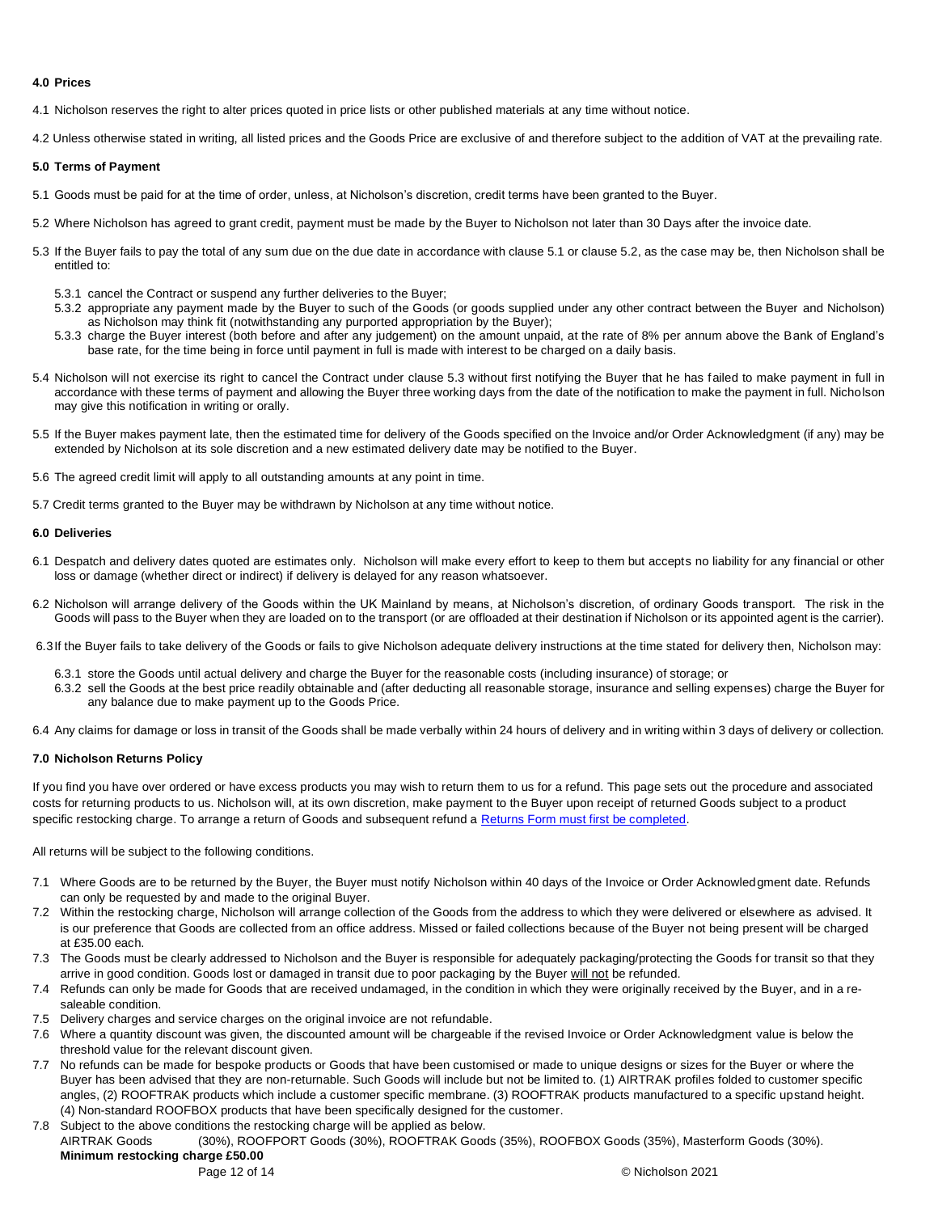## 4.0 Prices

4.1 Nicholson reserves the right to alter prices quoted in price lists or other published materials at any time without notice.

4.2 Unless otherwise stated in writing, all listed prices and the Goods Price are exclusive of and therefore subject to the addition of VAT at the prevailing rate.

## 5.0 Terms of Payment

5.1 Goods must be paid for at the time of order, unless, at Nicholson's discretion, credit terms have been granted to the Buyer.

5.2 Where Nicholson has agreed to grant credit, payment must be made by the Buyer to Nicholson not later than 30 Days after the invoice date.

5.3 If the Buyer fails to pay the total of any sum due on the due date in accordance with clause 5.1 or clause 5.2, as the case may be, then Nicholson shall be entitled to:

- 5.3.1 cancel the Contract or suspend any further deliveries to the Buyer;
- 5.3.2 appropriate any payment made by the Buyer to such of the Goods (or goods supplied under any other contract between the Buyer and Nicholson) as Nicholson may think fit (notwithstanding any purported appropriation by the Buyer);
- 5.3.3 charge the Buyer interest (both before and after any judgement) on the amount unpaid, at the rate of 8% per annum above the Bank of England's base rate, for the time being in force until payment in full is made with interest to be charged on a daily basis.

5.4 Nicholson will not exercise its right to cancel the Contract under clause 5.3 without first notifying the Buyer that he has failed to make payment in full in accordance with these terms of payment and allowing the Buyer three working days from the date of the notification to make the payment in full. Nicholson may give this notification in writing or orally.

5.5 If the Buyer makes payment late, then the estimated time for delivery of the Goods specified on the Invoice and/or Order Acknowledgment (if any) may be extended by Nicholson at its sole discretion and a new estimated delivery date may be notified to the Buyer.

5.6 The agreed credit limit will apply to all outstanding amounts at any point in time.

5.7 Credit terms granted to the Buyer may be withdrawn by Nicholson at any time without notice.

## 6.0 Deliveries

6.1 Despatch and delivery dates quoted are estimates only. Nicholson will make every effort to keep to them but accepts no liability for any financial or other loss or damage (whether direct or indirect) if delivery is delayed for any reason whatsoever.

6.2 Nicholson will arrange delivery of the Goods within the UK Mainland by means, at Nicholson's discretion, of ordinary Goods transport. The risk in the Goods will pass to the Buyer when they are loaded on to the transport (or are offloaded at their destination if Nicholson or its appointed agent is the carrier).

6.3 If the Buyer fails to take delivery of the Goods or fails to give Nicholson adequate delivery instructions at the time stated for delivery then, Nicholson may:

- 6.3.1 store the Goods until actual delivery and charge the Buyer for the reasonable costs (including insurance) of storage; or
- 6.3.2 sell the Goods at the best price readily obtainable and (after deducting all reasonable storage, insurance and selling expenses) charge the Buyer for any balance due to make payment up to the Goods Price.

6.4 Any claims for damage or loss in transit of the Goods shall be made verbally within 24 hours of delivery and in writing within 3 days of delivery or collection.

## 7.0 Nicholson Returns Policy

If you find you have over ordered or have excess products you may wish to return them to us for a refund. This page sets out the procedure and associated costs for returning products to us. Nicholson will, at its own discretion, make payment to the Buyer upon receipt of returned Goods subject to a product specific restocking charge. To arrange a return of Goods and subsequent refund a Returns Form must first be completed.

All returns will be subject to the following conditions.

7.1 Where Goods are to be returned by the Buyer, the Buyer must notify Nicholson within 40 days of the Invoice or Order Acknowledgment date. Refunds can only be requested by and made to the original Buyer.

7.2 Within the restocking charge, Nicholson will arrange collection of the Goods from the address to which they were delivered or elsewhere as advised. It is our preference that Goods are collected from an office address. Missed or failed collections because of the Buyer not being present will be charged at £35.00 each.

7.3 The Goods must be clearly addressed to Nicholson and the Buyer is responsible for adequately packaging/protecting the Goods for transit so that they arrive in good condition. Goods lost or damaged in transit due to poor packaging by the Buyer will not be refunded.

7.4 Refunds can only be made for Goods that are received undamaged, in the condition in which they were originally received by the Buyer, and in a re-saleable condition.

7.5 Delivery charges and service charges on the original invoice are not refundable.

7.6 Where a quantity discount was given, the discounted amount will be chargeable if the revised Invoice or Order Acknowledgment value is below the threshold value for the relevant discount given.

7.7 No refunds can be made for bespoke products or Goods that have been customised or made to unique designs or sizes for the Buyer or where the Buyer has been advised that they are non-returnable. Such Goods will include but not be limited to. (1) AIRTRAK profiles folded to customer specific angles, (2) ROOFTRAK products which include a customer specific membrane. (3) ROOFTRAK products manufactured to a specific upstand height. (4) Non-standard ROOFBOX products that have been specifically designed for the customer.

7.8 Subject to the above conditions the restocking charge will be applied as below.
AIRTRAK Goods (30%), ROOFPORT Goods (30%), ROOFTRAK Goods (35%), ROOFBOX Goods (35%), Masterform Goods (30%).
**Minimum restocking charge £50.00**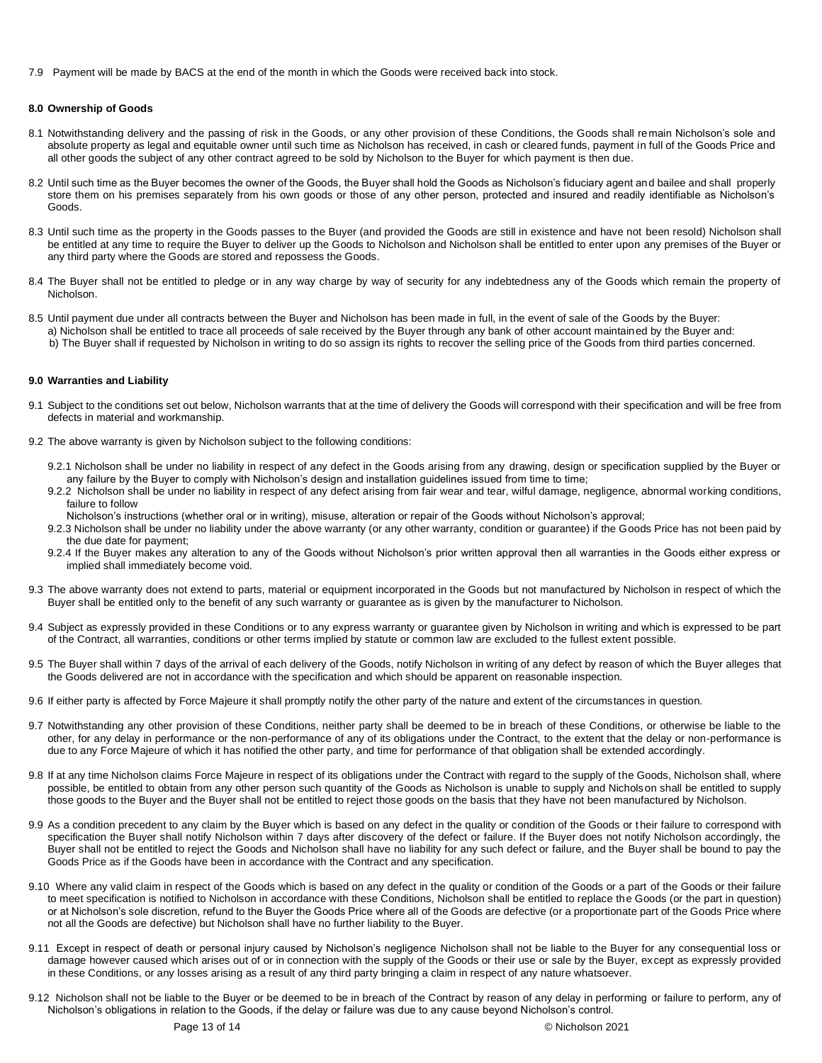7.9 Payment will be made by BACS at the end of the month in which the Goods were received back into stock.

## 8.0 Ownership of Goods

8.1 Notwithstanding delivery and the passing of risk in the Goods, or any other provision of these Conditions, the Goods shall remain Nicholson's sole and absolute property as legal and equitable owner until such time as Nicholson has received, in cash or cleared funds, payment in full of the Goods Price and all other goods the subject of any other contract agreed to be sold by Nicholson to the Buyer for which payment is then due.

8.2 Until such time as the Buyer becomes the owner of the Goods, the Buyer shall hold the Goods as Nicholson's fiduciary agent and bailee and shall properly store them on his premises separately from his own goods or those of any other person, protected and insured and readily identifiable as Nicholson's Goods.

8.3 Until such time as the property in the Goods passes to the Buyer (and provided the Goods are still in existence and have not been resold) Nicholson shall be entitled at any time to require the Buyer to deliver up the Goods to Nicholson and Nicholson shall be entitled to enter upon any premises of the Buyer or any third party where the Goods are stored and repossess the Goods.

8.4 The Buyer shall not be entitled to pledge or in any way charge by way of security for any indebtedness any of the Goods which remain the property of Nicholson.

8.5 Until payment due under all contracts between the Buyer and Nicholson has been made in full, in the event of sale of the Goods by the Buyer:
a) Nicholson shall be entitled to trace all proceeds of sale received by the Buyer through any bank of other account maintained by the Buyer and:
b) The Buyer shall if requested by Nicholson in writing to do so assign its rights to recover the selling price of the Goods from third parties concerned.

## 9.0 Warranties and Liability

9.1 Subject to the conditions set out below, Nicholson warrants that at the time of delivery the Goods will correspond with their specification and will be free from defects in material and workmanship.

9.2 The above warranty is given by Nicholson subject to the following conditions:

9.2.1 Nicholson shall be under no liability in respect of any defect in the Goods arising from any drawing, design or specification supplied by the Buyer or any failure by the Buyer to comply with Nicholson's design and installation guidelines issued from time to time;
9.2.2 Nicholson shall be under no liability in respect of any defect arising from fair wear and tear, wilful damage, negligence, abnormal working conditions, failure to follow
Nicholson's instructions (whether oral or in writing), misuse, alteration or repair of the Goods without Nicholson's approval;
9.2.3 Nicholson shall be under no liability under the above warranty (or any other warranty, condition or guarantee) if the Goods Price has not been paid by the due date for payment;
9.2.4 If the Buyer makes any alteration to any of the Goods without Nicholson's prior written approval then all warranties in the Goods either express or implied shall immediately become void.

9.3 The above warranty does not extend to parts, material or equipment incorporated in the Goods but not manufactured by Nicholson in respect of which the Buyer shall be entitled only to the benefit of any such warranty or guarantee as is given by the manufacturer to Nicholson.

9.4 Subject as expressly provided in these Conditions or to any express warranty or guarantee given by Nicholson in writing and which is expressed to be part of the Contract, all warranties, conditions or other terms implied by statute or common law are excluded to the fullest extent possible.

9.5 The Buyer shall within 7 days of the arrival of each delivery of the Goods, notify Nicholson in writing of any defect by reason of which the Buyer alleges that the Goods delivered are not in accordance with the specification and which should be apparent on reasonable inspection.

9.6 If either party is affected by Force Majeure it shall promptly notify the other party of the nature and extent of the circumstances in question.

9.7 Notwithstanding any other provision of these Conditions, neither party shall be deemed to be in breach of these Conditions, or otherwise be liable to the other, for any delay in performance or the non-performance of any of its obligations under the Contract, to the extent that the delay or non-performance is due to any Force Majeure of which it has notified the other party, and time for performance of that obligation shall be extended accordingly.

9.8 If at any time Nicholson claims Force Majeure in respect of its obligations under the Contract with regard to the supply of the Goods, Nicholson shall, where possible, be entitled to obtain from any other person such quantity of the Goods as Nicholson is unable to supply and Nicholson shall be entitled to supply those goods to the Buyer and the Buyer shall not be entitled to reject those goods on the basis that they have not been manufactured by Nicholson.

9.9 As a condition precedent to any claim by the Buyer which is based on any defect in the quality or condition of the Goods or their failure to correspond with specification the Buyer shall notify Nicholson within 7 days after discovery of the defect or failure. If the Buyer does not notify Nicholson accordingly, the Buyer shall not be entitled to reject the Goods and Nicholson shall have no liability for any such defect or failure, and the Buyer shall be bound to pay the Goods Price as if the Goods have been in accordance with the Contract and any specification.

9.10 Where any valid claim in respect of the Goods which is based on any defect in the quality or condition of the Goods or a part of the Goods or their failure to meet specification is notified to Nicholson in accordance with these Conditions, Nicholson shall be entitled to replace the Goods (or the part in question) or at Nicholson's sole discretion, refund to the Buyer the Goods Price where all of the Goods are defective (or a proportionate part of the Goods Price where not all the Goods are defective) but Nicholson shall have no further liability to the Buyer.

9.11 Except in respect of death or personal injury caused by Nicholson's negligence Nicholson shall not be liable to the Buyer for any consequential loss or damage however caused which arises out of or in connection with the supply of the Goods or their use or sale by the Buyer, except as expressly provided in these Conditions, or any losses arising as a result of any third party bringing a claim in respect of any nature whatsoever.

9.12 Nicholson shall not be liable to the Buyer or be deemed to be in breach of the Contract by reason of any delay in performing or failure to perform, any of Nicholson's obligations in relation to the Goods, if the delay or failure was due to any cause beyond Nicholson's control.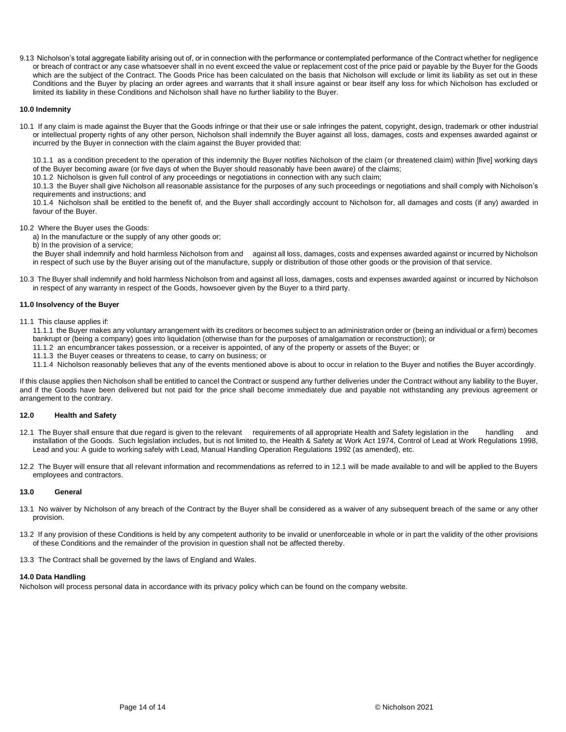9.13 Nicholson's total aggregate liability arising out of, or in connection with the performance or contemplated performance of the Contract whether for negligence or breach of contract or any case whatsoever shall in no event exceed the value or replacement cost of the price paid or payable by the Buyer for the Goods which are the subject of the Contract. The Goods Price has been calculated on the basis that Nicholson will exclude or limit its liability as set out in these Conditions and the Buyer by placing an order agrees and warrants that it shall insure against or bear itself any loss for which Nicholson has excluded or limited its liability in these Conditions and Nicholson shall have no further liability to the Buyer.

**10.0 Indemnity**

10.1 If any claim is made against the Buyer that the Goods infringe or that their use or sale infringes the patent, copyright, design, trademark or other industrial or intellectual property rights of any other person, Nicholson shall indemnify the Buyer against all loss, damages, costs and expenses awarded against or incurred by the Buyer in connection with the claim against the Buyer provided that:

10.1.1 as a condition precedent to the operation of this indemnity the Buyer notifies Nicholson of the claim (or threatened claim) within [five] working days of the Buyer becoming aware (or five days of when the Buyer should reasonably have been aware) of the claims;

10.1.2 Nicholson is given full control of any proceedings or negotiations in connection with any such claim;

10.1.3 the Buyer shall give Nicholson all reasonable assistance for the purposes of any such proceedings or negotiations and shall comply with Nicholson's requirements and instructions; and

10.1.4 Nicholson shall be entitled to the benefit of, and the Buyer shall accordingly account to Nicholson for, all damages and costs (if any) awarded in favour of the Buyer.

10.2 Where the Buyer uses the Goods:

a) In the manufacture or the supply of any other goods or;

b) In the provision of a service;

the Buyer shall indemnify and hold harmless Nicholson from and against all loss, damages, costs and expenses awarded against or incurred by Nicholson in respect of such use by the Buyer arising out of the manufacture, supply or distribution of those other goods or the provision of that service.

10.3 The Buyer shall indemnify and hold harmless Nicholson from and against all loss, damages, costs and expenses awarded against or incurred by Nicholson in respect of any warranty in respect of the Goods, howsoever given by the Buyer to a third party.

**11.0 Insolvency of the Buyer**

11.1 This clause applies if:

11.1.1 the Buyer makes any voluntary arrangement with its creditors or becomes subject to an administration order or (being an individual or a firm) becomes bankrupt or (being a company) goes into liquidation (otherwise than for the purposes of amalgamation or reconstruction); or

11.1.2 an encumbrancer takes possession, or a receiver is appointed, of any of the property or assets of the Buyer; or

11.1.3 the Buyer ceases or threatens to cease, to carry on business; or

11.1.4 Nicholson reasonably believes that any of the events mentioned above is about to occur in relation to the Buyer and notifies the Buyer accordingly.

If this clause applies then Nicholson shall be entitled to cancel the Contract or suspend any further deliveries under the Contract without any liability to the Buyer, and if the Goods have been delivered but not paid for the price shall become immediately due and payable not withstanding any previous agreement or arrangement to the contrary.

**12.0 Health and Safety**

12.1 The Buyer shall ensure that due regard is given to the relevant requirements of all appropriate Health and Safety legislation in the handling and installation of the Goods. Such legislation includes, but is not limited to, the Health & Safety at Work Act 1974, Control of Lead at Work Regulations 1998, Lead and you: A guide to working safely with Lead, Manual Handling Operation Regulations 1992 (as amended), etc.

12.2 The Buyer will ensure that all relevant information and recommendations as referred to in 12.1 will be made available to and will be applied to the Buyers employees and contractors.

**13.0 General**

13.1 No waiver by Nicholson of any breach of the Contract by the Buyer shall be considered as a waiver of any subsequent breach of the same or any other provision.

13.2 If any provision of these Conditions is held by any competent authority to be invalid or unenforceable in whole or in part the validity of the other provisions of these Conditions and the remainder of the provision in question shall not be affected thereby.

13.3 The Contract shall be governed by the laws of England and Wales.

**14.0 Data Handling**

Nicholson will process personal data in accordance with its privacy policy which can be found on the company website.